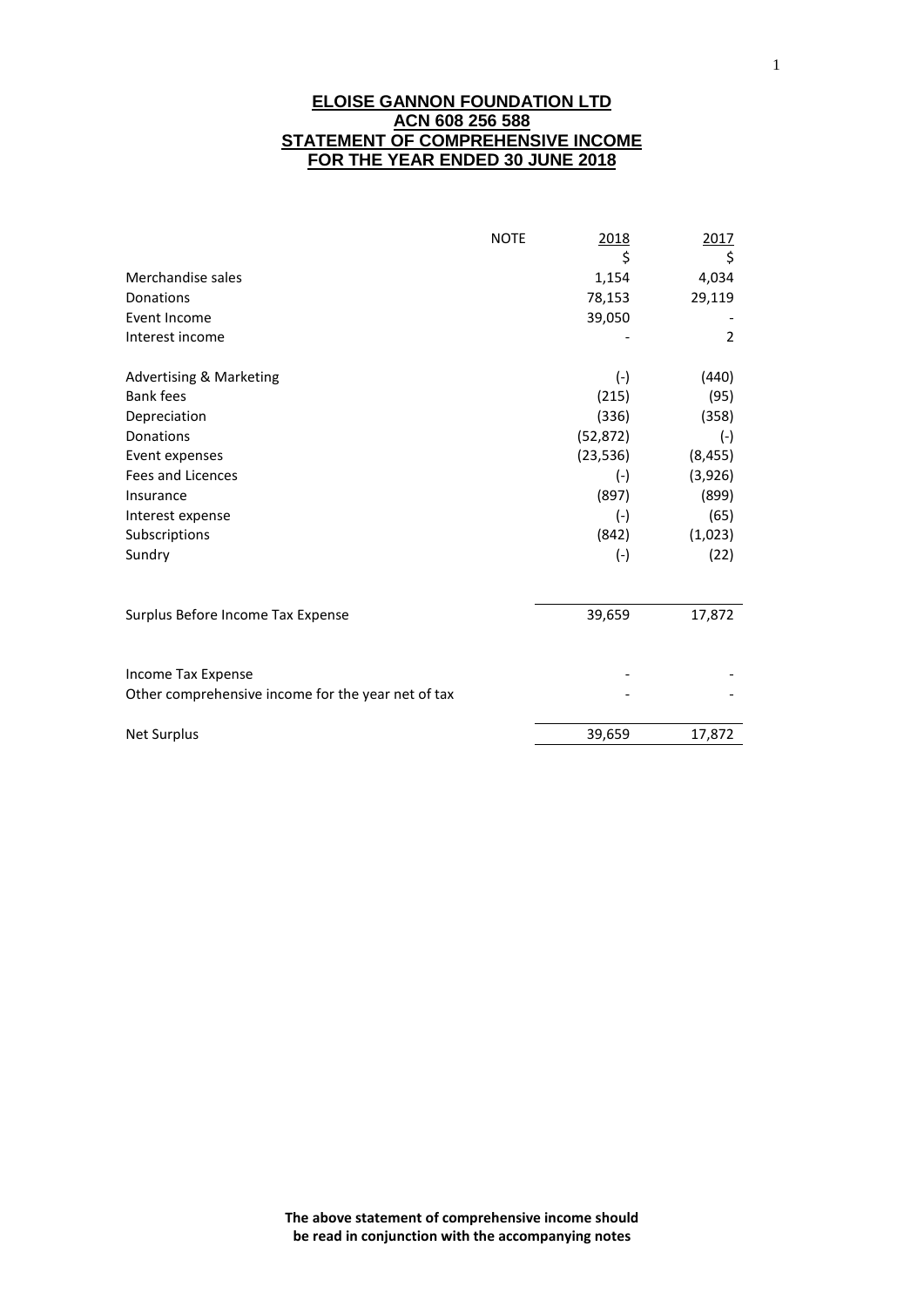# ELOISE GANNON FOUNDATION LTD
## ACN 608 256 588
## STATEMENT OF COMPREHENSIVE INCOME
## FOR THE YEAR ENDED 30 JUNE 2018

| | NOTE | 2018<br>$ | 2017<br>$ |
|---|---|---|---|
| Merchandise sales | | 1,154 | 4,034 |
| Donations | | 78,153 | 29,119 |
| Event Income | | 39,050 | - |
| Interest income | | - | 2 |
| | | | |
| Advertising & Marketing | | (-) | (440) |
| Bank fees | | (215) | (95) |
| Depreciation | | (336) | (358) |
| Donations | | (52,872) | (-) |
| Event expenses | | (23,536) | (8,455) |
| Fees and Licences | | (-) | (3,926) |
| Insurance | | (897) | (899) |
| Interest expense | | (-) | (65) |
| Subscriptions | | (842) | (1,023) |
| Sundry | | (-) | (22) |
| | | | |
| Surplus Before Income Tax Expense | | 39,659 | 17,872 |
| | | | |
| Income Tax Expense | | - | - |
| Other comprehensive income for the year net of tax | | - | - |
| | | | |
| Net Surplus | | 39,659 | 17,872 |

**The above statement of comprehensive income should be read in conjunction with the accompanying notes**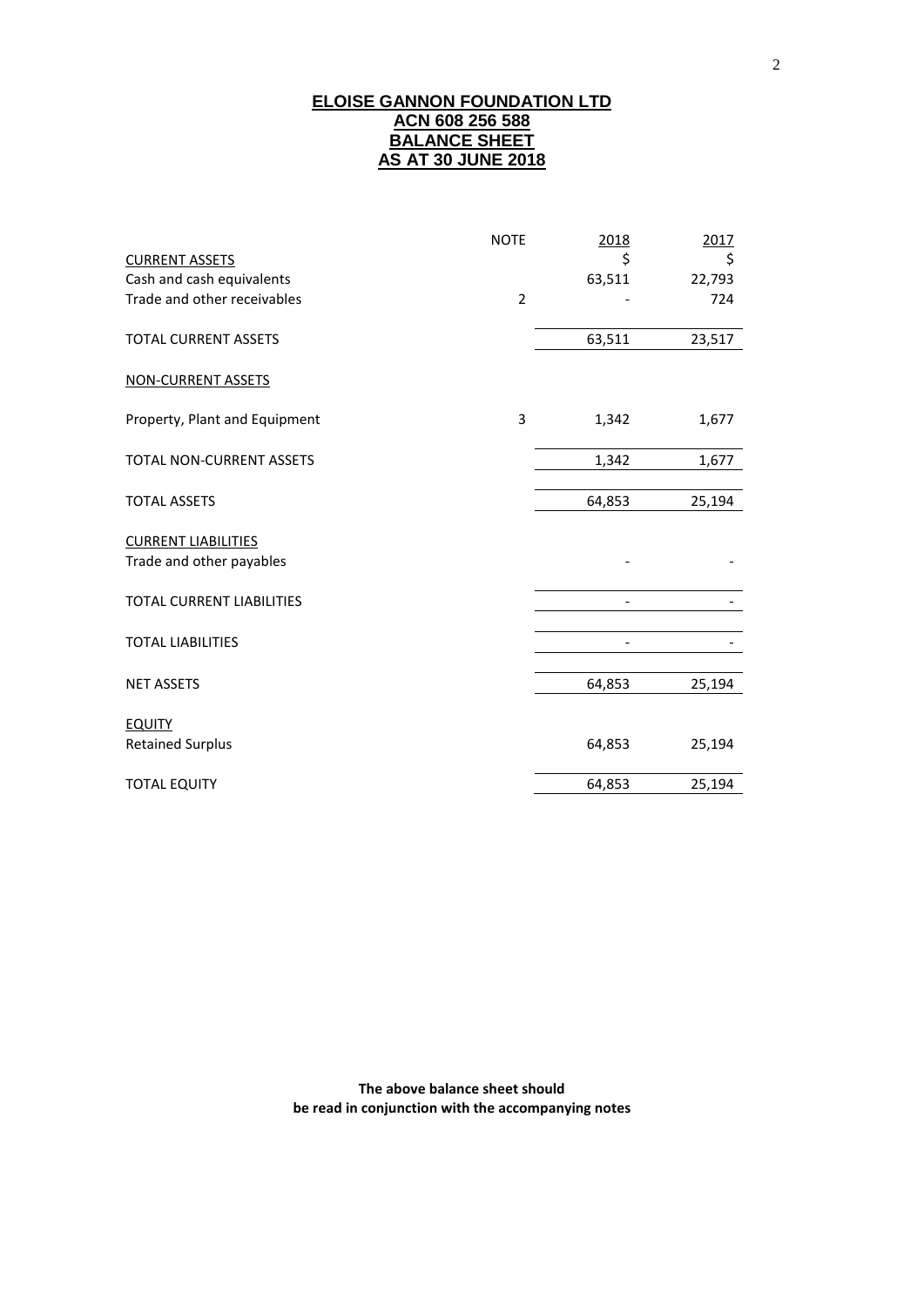# ELOISE GANNON FOUNDATION LTD
## ACN 608 256 588
## BALANCE SHEET
## AS AT 30 JUNE 2018

| | NOTE | 2018 | 2017 |
|---|---|---|---|
| | | $ | $ |
| CURRENT ASSETS | | | |
| Cash and cash equivalents | | 63,511 | 22,793 |
| Trade and other receivables | 2 | - | 724 |
| TOTAL CURRENT ASSETS | | 63,511 | 23,517 |
| NON-CURRENT ASSETS | | | |
| Property, Plant and Equipment | 3 | 1,342 | 1,677 |
| TOTAL NON-CURRENT ASSETS | | 1,342 | 1,677 |
| TOTAL ASSETS | | 64,853 | 25,194 |
| CURRENT LIABILITIES | | | |
| Trade and other payables | | - | - |
| TOTAL CURRENT LIABILITIES | | - | - |
| TOTAL LIABILITIES | | - | - |
| NET ASSETS | | 64,853 | 25,194 |
| EQUITY | | | |
| Retained Surplus | | 64,853 | 25,194 |
| TOTAL EQUITY | | 64,853 | 25,194 |

**The above balance sheet should be read in conjunction with the accompanying notes**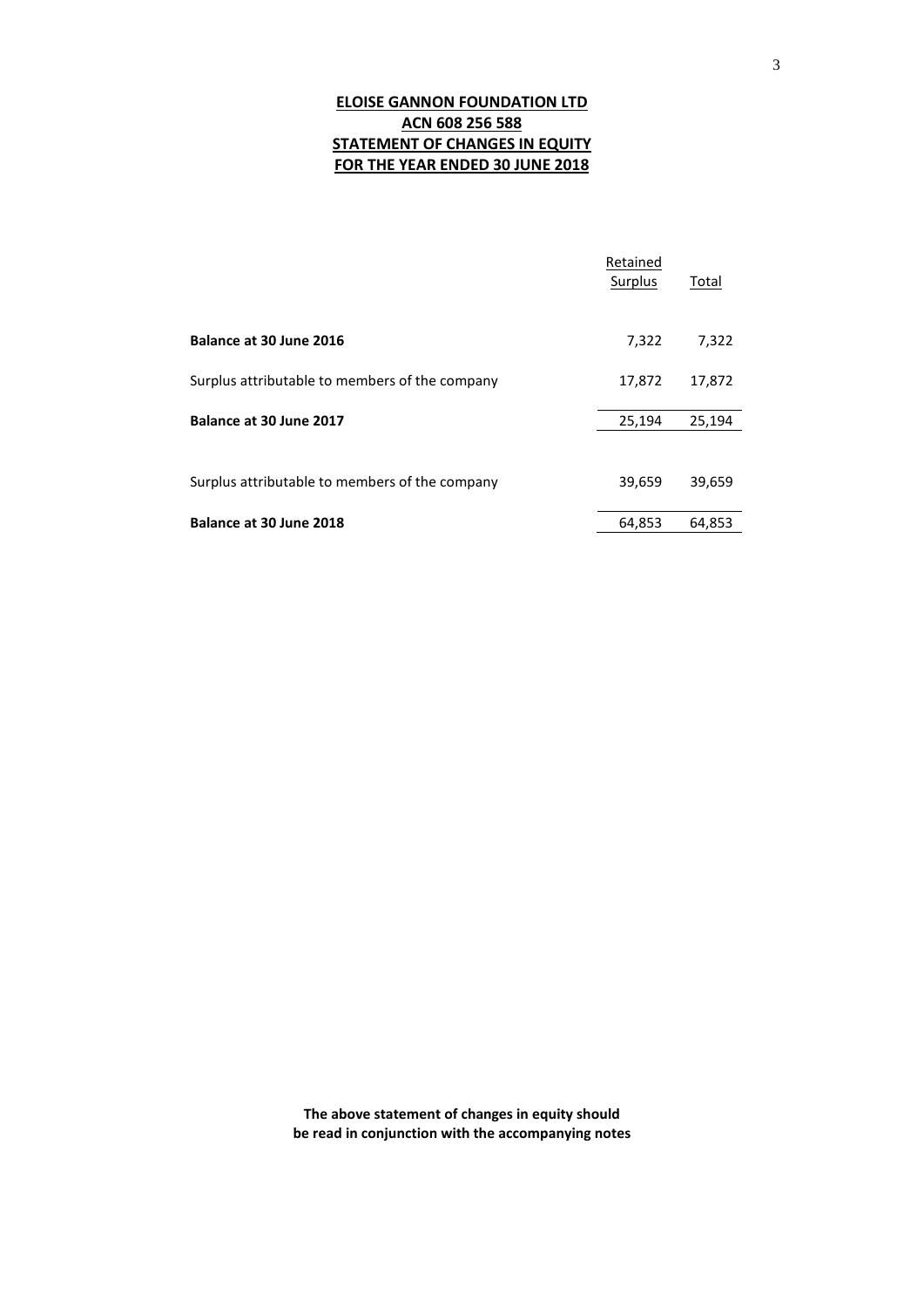# ELOISE GANNON FOUNDATION LTD
## ACN 608 256 588
## STATEMENT OF CHANGES IN EQUITY
## FOR THE YEAR ENDED 30 JUNE 2018

| | Retained Surplus | Total |
|---|---|---|
| **Balance at 30 June 2016** | 7,322 | 7,322 |
| Surplus attributable to members of the company | 17,872 | 17,872 |
| **Balance at 30 June 2017** | 25,194 | 25,194 |
| Surplus attributable to members of the company | 39,659 | 39,659 |
| **Balance at 30 June 2018** | 64,853 | 64,853 |

**The above statement of changes in equity should be read in conjunction with the accompanying notes**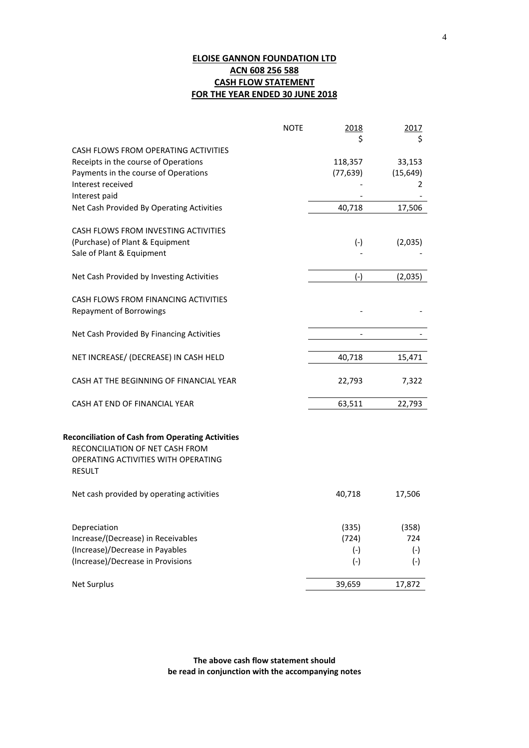# ELOISE GANNON FOUNDATION LTD
## ACN 608 256 588
## CASH FLOW STATEMENT
## FOR THE YEAR ENDED 30 JUNE 2018

| | NOTE | 2018<br>$ | 2017<br>$ |
|---|---|---|---|
| CASH FLOWS FROM OPERATING ACTIVITIES | | | |
| Receipts in the course of Operations | | 118,357 | 33,153 |
| Payments in the course of Operations | | (77,639) | (15,649) |
| Interest received | | - | 2 |
| Interest paid | | - | - |
| Net Cash Provided By Operating Activities | | 40,718 | 17,506 |
| | | | |
| CASH FLOWS FROM INVESTING ACTIVITIES | | | |
| (Purchase) of Plant & Equipment | | (-) | (2,035) |
| Sale of Plant & Equipment | | - | - |
| | | | |
| Net Cash Provided by Investing Activities | | (-) | (2,035) |
| | | | |
| CASH FLOWS FROM FINANCING ACTIVITIES | | | |
| Repayment of Borrowings | | - | - |
| | | | |
| Net Cash Provided By Financing Activities | | - | - |
| | | | |
| NET INCREASE/ (DECREASE) IN CASH HELD | | 40,718 | 15,471 |
| | | | |
| CASH AT THE BEGINNING OF FINANCIAL YEAR | | 22,793 | 7,322 |
| | | | |
| CASH AT END OF FINANCIAL YEAR | | 63,511 | 22,793 |

**Reconciliation of Cash from Operating Activities**

RECONCILIATION OF NET CASH FROM OPERATING ACTIVITIES WITH OPERATING RESULT

| | 2018 | 2017 |
|---|---|---|
| Net cash provided by operating activities | 40,718 | 17,506 |
| | | |
| Depreciation | (335) | (358) |
| Increase/(Decrease) in Receivables | (724) | 724 |
| (Increase)/Decrease in Payables | (-) | (-) |
| (Increase)/Decrease in Provisions | (-) | (-) |
| | | |
| Net Surplus | 39,659 | 17,872 |

**The above cash flow statement should be read in conjunction with the accompanying notes**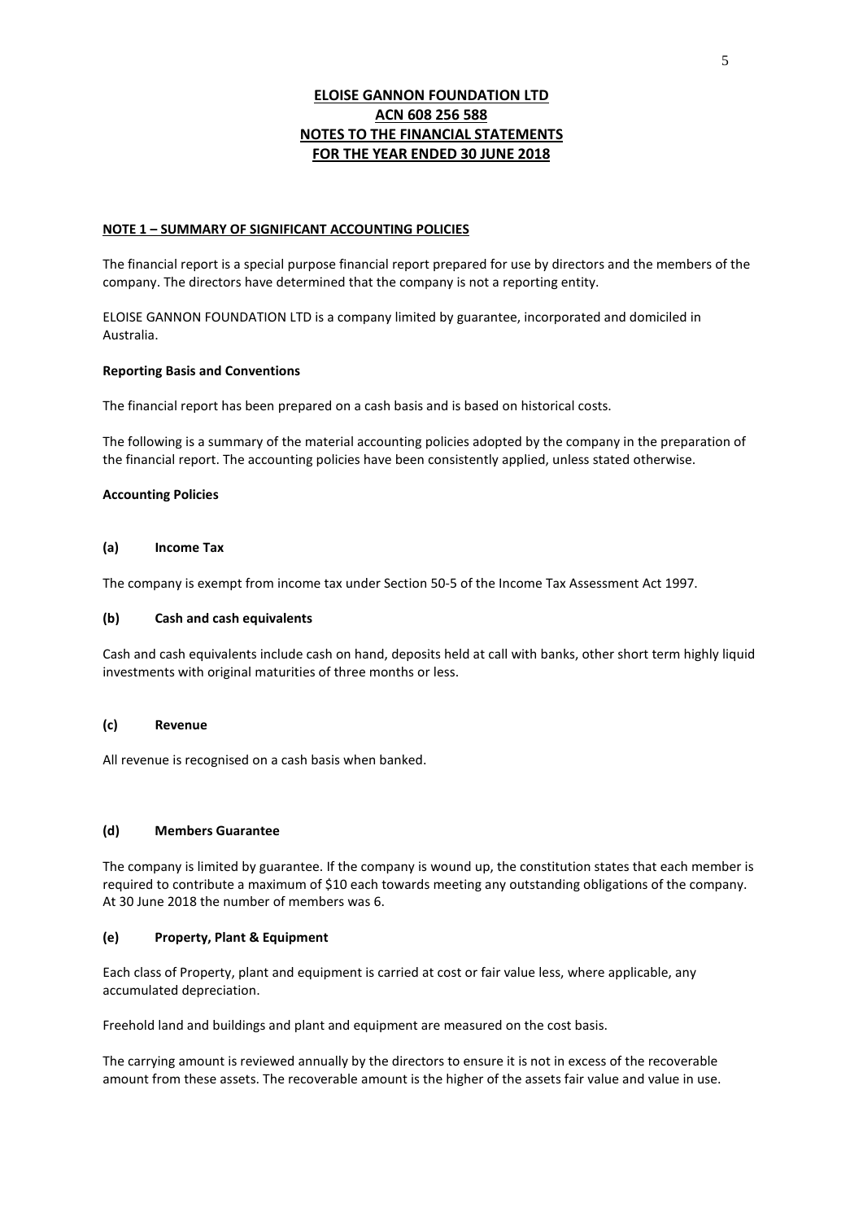# ELOISE GANNON FOUNDATION LTD
# ACN 608 256 588
# NOTES TO THE FINANCIAL STATEMENTS
# FOR THE YEAR ENDED 30 JUNE 2018

## NOTE 1 – SUMMARY OF SIGNIFICANT ACCOUNTING POLICIES

The financial report is a special purpose financial report prepared for use by directors and the members of the company. The directors have determined that the company is not a reporting entity.

ELOISE GANNON FOUNDATION LTD is a company limited by guarantee, incorporated and domiciled in Australia.

### Reporting Basis and Conventions

The financial report has been prepared on a cash basis and is based on historical costs.

The following is a summary of the material accounting policies adopted by the company in the preparation of the financial report. The accounting policies have been consistently applied, unless stated otherwise.

### Accounting Policies

#### (a) Income Tax

The company is exempt from income tax under Section 50-5 of the Income Tax Assessment Act 1997.

#### (b) Cash and cash equivalents

Cash and cash equivalents include cash on hand, deposits held at call with banks, other short term highly liquid investments with original maturities of three months or less.

#### (c) Revenue

All revenue is recognised on a cash basis when banked.

#### (d) Members Guarantee

The company is limited by guarantee. If the company is wound up, the constitution states that each member is required to contribute a maximum of $10 each towards meeting any outstanding obligations of the company. At 30 June 2018 the number of members was 6.

#### (e) Property, Plant & Equipment

Each class of Property, plant and equipment is carried at cost or fair value less, where applicable, any accumulated depreciation.

Freehold land and buildings and plant and equipment are measured on the cost basis.

The carrying amount is reviewed annually by the directors to ensure it is not in excess of the recoverable amount from these assets. The recoverable amount is the higher of the assets fair value and value in use.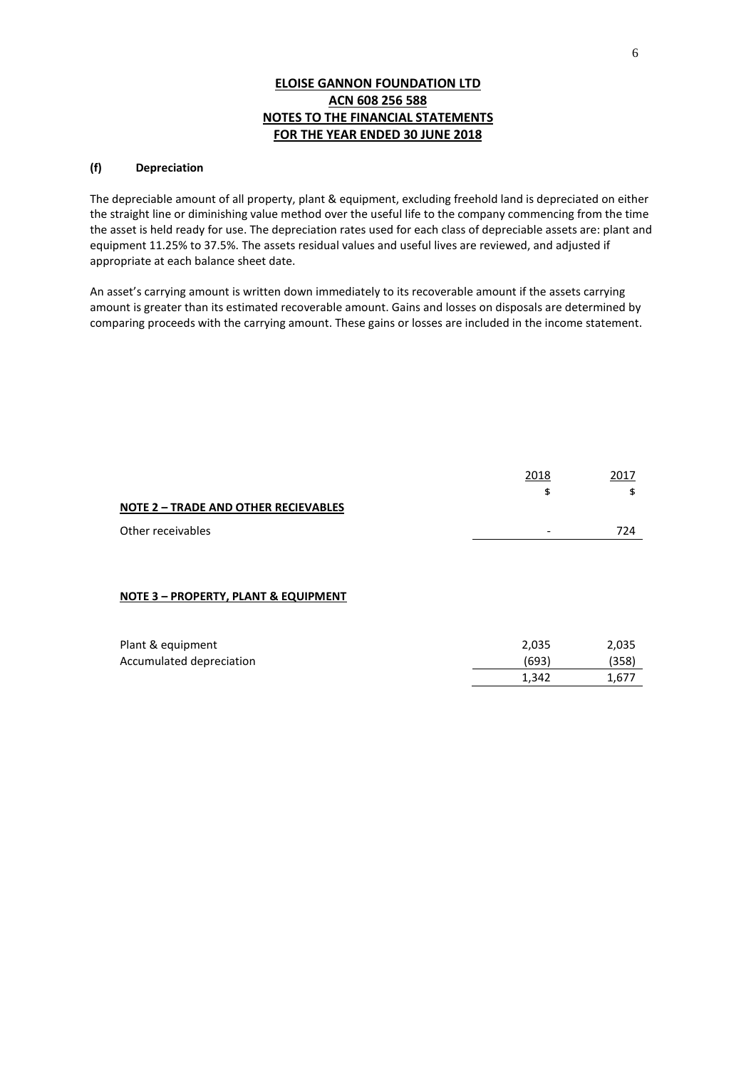**ELOISE GANNON FOUNDATION LTD**
**ACN 608 256 588**
**NOTES TO THE FINANCIAL STATEMENTS**
**FOR THE YEAR ENDED 30 JUNE 2018**

**(f) Depreciation**

The depreciable amount of all property, plant & equipment, excluding freehold land is depreciated on either the straight line or diminishing value method over the useful life to the company commencing from the time the asset is held ready for use. The depreciation rates used for each class of depreciable assets are: plant and equipment 11.25% to 37.5%. The assets residual values and useful lives are reviewed, and adjusted if appropriate at each balance sheet date.

An asset's carrying amount is written down immediately to its recoverable amount if the assets carrying amount is greater than its estimated recoverable amount. Gains and losses on disposals are determined by comparing proceeds with the carrying amount. These gains or losses are included in the income statement.

| | 2018 | 2017 |
|---|---|---|
| | $ | $ |
| **NOTE 2 – TRADE AND OTHER RECIEVABLES** | | |
| Other receivables | - | 724 |

**NOTE 3 – PROPERTY, PLANT & EQUIPMENT**

| | 2018 | 2017 |
|---|---|---|
| Plant & equipment | 2,035 | 2,035 |
| Accumulated depreciation | (693) | (358) |
| | 1,342 | 1,677 |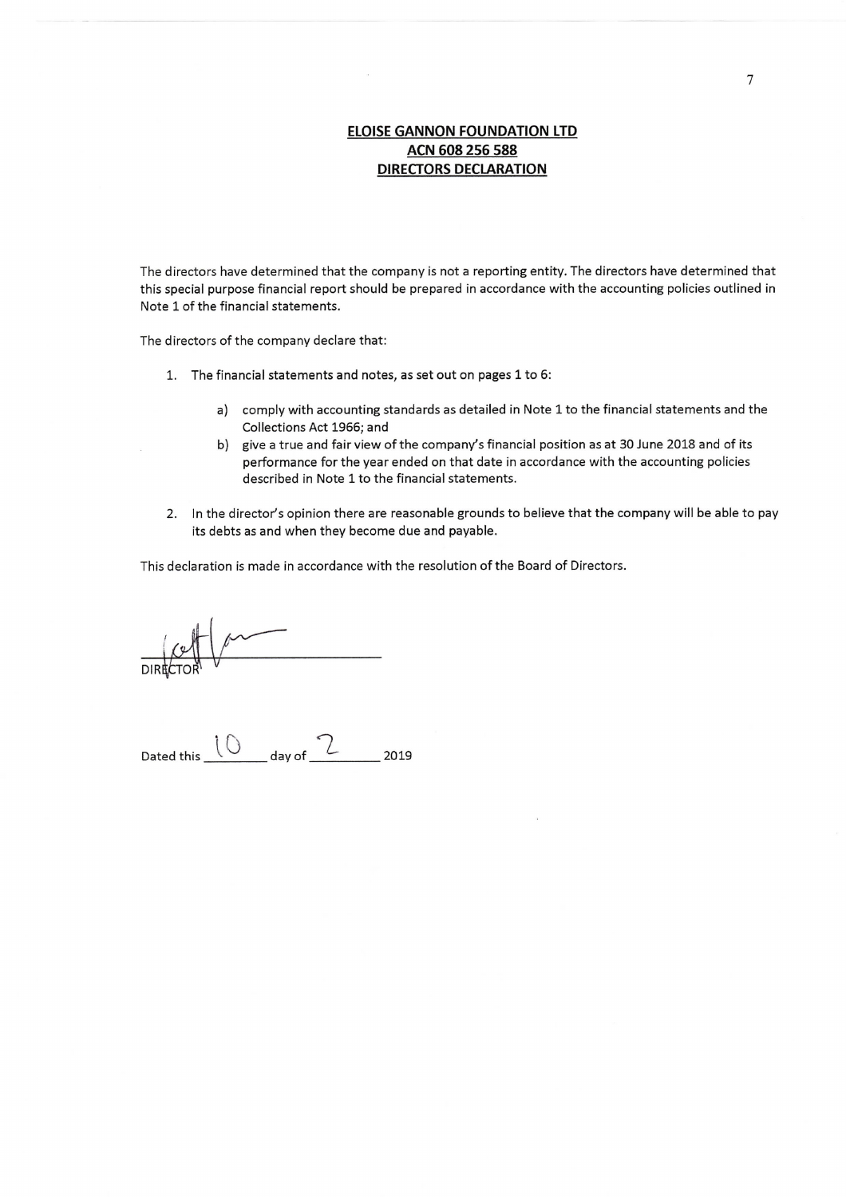**ELOISE GANNON FOUNDATION LTD**
**ACN 608 256 588**
**DIRECTORS DECLARATION**

The directors have determined that the company is not a reporting entity. The directors have determined that this special purpose financial report should be prepared in accordance with the accounting policies outlined in Note 1 of the financial statements.

The directors of the company declare that:

1. The financial statements and notes, as set out on pages 1 to 6:

   a) comply with accounting standards as detailed in Note 1 to the financial statements and the Collections Act 1966; and

   b) give a true and fair view of the company's financial position as at 30 June 2018 and of its performance for the year ended on that date in accordance with the accounting policies described in Note 1 to the financial statements.

2. In the director's opinion there are reasonable grounds to believe that the company will be able to pay its debts as and when they become due and payable.

This declaration is made in accordance with the resolution of the Board of Directors.

DIRECTOR

Dated this 10 day of 2 2019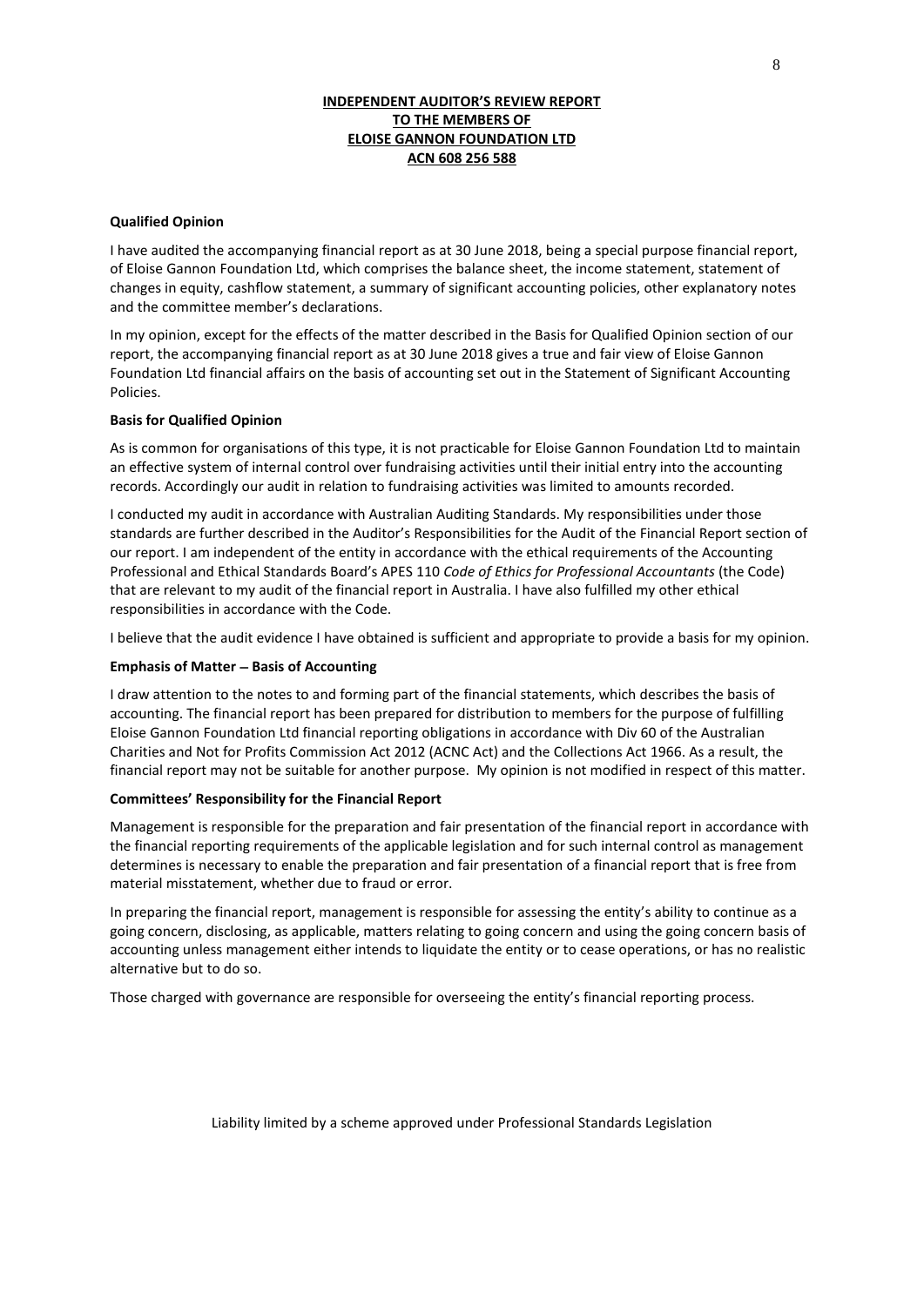# INDEPENDENT AUDITOR'S REVIEW REPORT
# TO THE MEMBERS OF
# ELOISE GANNON FOUNDATION LTD
# ACN 608 256 588

**Qualified Opinion**

I have audited the accompanying financial report as at 30 June 2018, being a special purpose financial report, of Eloise Gannon Foundation Ltd, which comprises the balance sheet, the income statement, statement of changes in equity, cashflow statement, a summary of significant accounting policies, other explanatory notes and the committee member's declarations.

In my opinion, except for the effects of the matter described in the Basis for Qualified Opinion section of our report, the accompanying financial report as at 30 June 2018 gives a true and fair view of Eloise Gannon Foundation Ltd financial affairs on the basis of accounting set out in the Statement of Significant Accounting Policies.

**Basis for Qualified Opinion**

As is common for organisations of this type, it is not practicable for Eloise Gannon Foundation Ltd to maintain an effective system of internal control over fundraising activities until their initial entry into the accounting records. Accordingly our audit in relation to fundraising activities was limited to amounts recorded.

I conducted my audit in accordance with Australian Auditing Standards. My responsibilities under those standards are further described in the Auditor's Responsibilities for the Audit of the Financial Report section of our report. I am independent of the entity in accordance with the ethical requirements of the Accounting Professional and Ethical Standards Board's APES 110 *Code of Ethics for Professional Accountants* (the Code) that are relevant to my audit of the financial report in Australia. I have also fulfilled my other ethical responsibilities in accordance with the Code.

I believe that the audit evidence I have obtained is sufficient and appropriate to provide a basis for my opinion.

**Emphasis of Matter – Basis of Accounting**

I draw attention to the notes to and forming part of the financial statements, which describes the basis of accounting. The financial report has been prepared for distribution to members for the purpose of fulfilling Eloise Gannon Foundation Ltd financial reporting obligations in accordance with Div 60 of the Australian Charities and Not for Profits Commission Act 2012 (ACNC Act) and the Collections Act 1966. As a result, the financial report may not be suitable for another purpose. My opinion is not modified in respect of this matter.

**Committees' Responsibility for the Financial Report**

Management is responsible for the preparation and fair presentation of the financial report in accordance with the financial reporting requirements of the applicable legislation and for such internal control as management determines is necessary to enable the preparation and fair presentation of a financial report that is free from material misstatement, whether due to fraud or error.

In preparing the financial report, management is responsible for assessing the entity's ability to continue as a going concern, disclosing, as applicable, matters relating to going concern and using the going concern basis of accounting unless management either intends to liquidate the entity or to cease operations, or has no realistic alternative but to do so.

Those charged with governance are responsible for overseeing the entity's financial reporting process.

Liability limited by a scheme approved under Professional Standards Legislation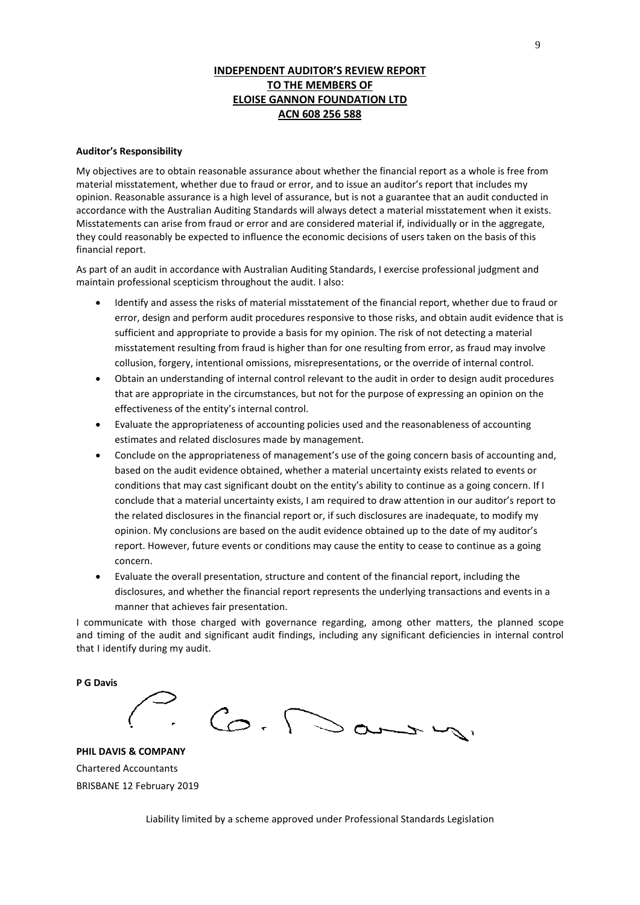# INDEPENDENT AUDITOR'S REVIEW REPORT
# TO THE MEMBERS OF
# ELOISE GANNON FOUNDATION LTD
# ACN 608 256 588

**Auditor's Responsibility**

My objectives are to obtain reasonable assurance about whether the financial report as a whole is free from material misstatement, whether due to fraud or error, and to issue an auditor's report that includes my opinion. Reasonable assurance is a high level of assurance, but is not a guarantee that an audit conducted in accordance with the Australian Auditing Standards will always detect a material misstatement when it exists. Misstatements can arise from fraud or error and are considered material if, individually or in the aggregate, they could reasonably be expected to influence the economic decisions of users taken on the basis of this financial report.

As part of an audit in accordance with Australian Auditing Standards, I exercise professional judgment and maintain professional scepticism throughout the audit. I also:

- Identify and assess the risks of material misstatement of the financial report, whether due to fraud or error, design and perform audit procedures responsive to those risks, and obtain audit evidence that is sufficient and appropriate to provide a basis for my opinion. The risk of not detecting a material misstatement resulting from fraud is higher than for one resulting from error, as fraud may involve collusion, forgery, intentional omissions, misrepresentations, or the override of internal control.
- Obtain an understanding of internal control relevant to the audit in order to design audit procedures that are appropriate in the circumstances, but not for the purpose of expressing an opinion on the effectiveness of the entity's internal control.
- Evaluate the appropriateness of accounting policies used and the reasonableness of accounting estimates and related disclosures made by management.
- Conclude on the appropriateness of management's use of the going concern basis of accounting and, based on the audit evidence obtained, whether a material uncertainty exists related to events or conditions that may cast significant doubt on the entity's ability to continue as a going concern. If I conclude that a material uncertainty exists, I am required to draw attention in our auditor's report to the related disclosures in the financial report or, if such disclosures are inadequate, to modify my opinion. My conclusions are based on the audit evidence obtained up to the date of my auditor's report. However, future events or conditions may cause the entity to cease to continue as a going concern.
- Evaluate the overall presentation, structure and content of the financial report, including the disclosures, and whether the financial report represents the underlying transactions and events in a manner that achieves fair presentation.

I communicate with those charged with governance regarding, among other matters, the planned scope and timing of the audit and significant audit findings, including any significant deficiencies in internal control that I identify during my audit.

**P G Davis**

P. G. Davis

**PHIL DAVIS & COMPANY**
Chartered Accountants
BRISBANE 12 February 2019

Liability limited by a scheme approved under Professional Standards Legislation